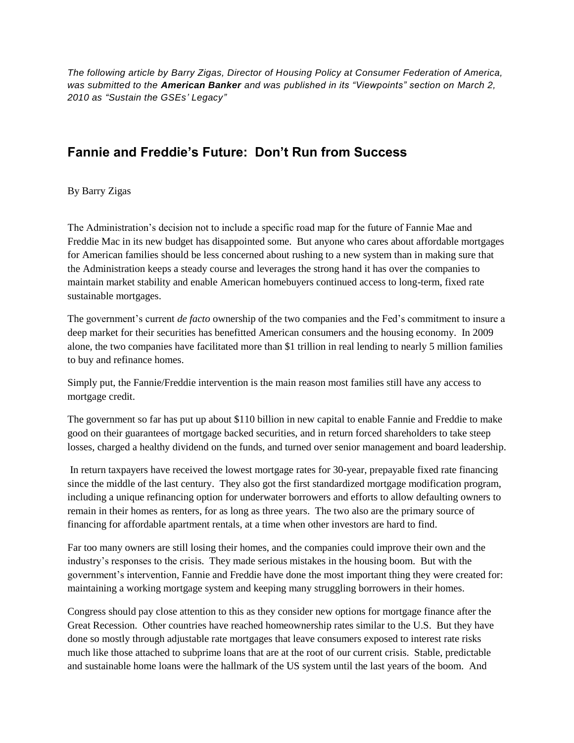*The following article by Barry Zigas, Director of Housing Policy at Consumer Federation of America, was submitted to the* ***American Banker*** *and was published in its "Viewpoints" section on March 2, 2010 as "Sustain the GSEs' Legacy"*

## Fannie and Freddie's Future: Don't Run from Success

By Barry Zigas

The Administration's decision not to include a specific road map for the future of Fannie Mae and Freddie Mac in its new budget has disappointed some. But anyone who cares about affordable mortgages for American families should be less concerned about rushing to a new system than in making sure that the Administration keeps a steady course and leverages the strong hand it has over the companies to maintain market stability and enable American homebuyers continued access to long-term, fixed rate sustainable mortgages.

The government's current *de facto* ownership of the two companies and the Fed's commitment to insure a deep market for their securities has benefitted American consumers and the housing economy. In 2009 alone, the two companies have facilitated more than $1 trillion in real lending to nearly 5 million families to buy and refinance homes.

Simply put, the Fannie/Freddie intervention is the main reason most families still have any access to mortgage credit.

The government so far has put up about $110 billion in new capital to enable Fannie and Freddie to make good on their guarantees of mortgage backed securities, and in return forced shareholders to take steep losses, charged a healthy dividend on the funds, and turned over senior management and board leadership.

In return taxpayers have received the lowest mortgage rates for 30-year, prepayable fixed rate financing since the middle of the last century. They also got the first standardized mortgage modification program, including a unique refinancing option for underwater borrowers and efforts to allow defaulting owners to remain in their homes as renters, for as long as three years. The two also are the primary source of financing for affordable apartment rentals, at a time when other investors are hard to find.

Far too many owners are still losing their homes, and the companies could improve their own and the industry's responses to the crisis. They made serious mistakes in the housing boom. But with the government's intervention, Fannie and Freddie have done the most important thing they were created for: maintaining a working mortgage system and keeping many struggling borrowers in their homes.

Congress should pay close attention to this as they consider new options for mortgage finance after the Great Recession. Other countries have reached homeownership rates similar to the U.S. But they have done so mostly through adjustable rate mortgages that leave consumers exposed to interest rate risks much like those attached to subprime loans that are at the root of our current crisis. Stable, predictable and sustainable home loans were the hallmark of the US system until the last years of the boom. And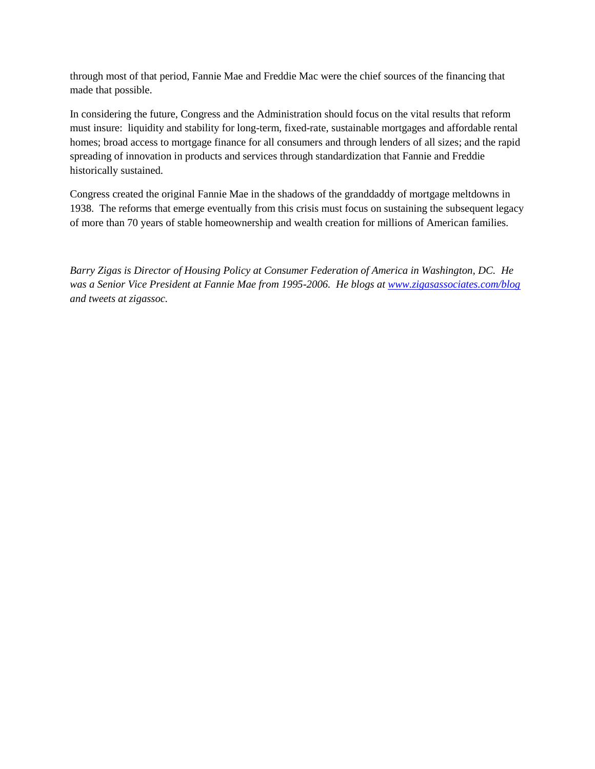through most of that period, Fannie Mae and Freddie Mac were the chief sources of the financing that made that possible.

In considering the future, Congress and the Administration should focus on the vital results that reform must insure: liquidity and stability for long-term, fixed-rate, sustainable mortgages and affordable rental homes; broad access to mortgage finance for all consumers and through lenders of all sizes; and the rapid spreading of innovation in products and services through standardization that Fannie and Freddie historically sustained.

Congress created the original Fannie Mae in the shadows of the granddaddy of mortgage meltdowns in 1938. The reforms that emerge eventually from this crisis must focus on sustaining the subsequent legacy of more than 70 years of stable homeownership and wealth creation for millions of American families.

*Barry Zigas is Director of Housing Policy at Consumer Federation of America in Washington, DC. He was a Senior Vice President at Fannie Mae from 1995-2006. He blogs at [www.zigasassociates.com/blog](http://www.zigasassociates.com/blog) and tweets at zigassoc.*